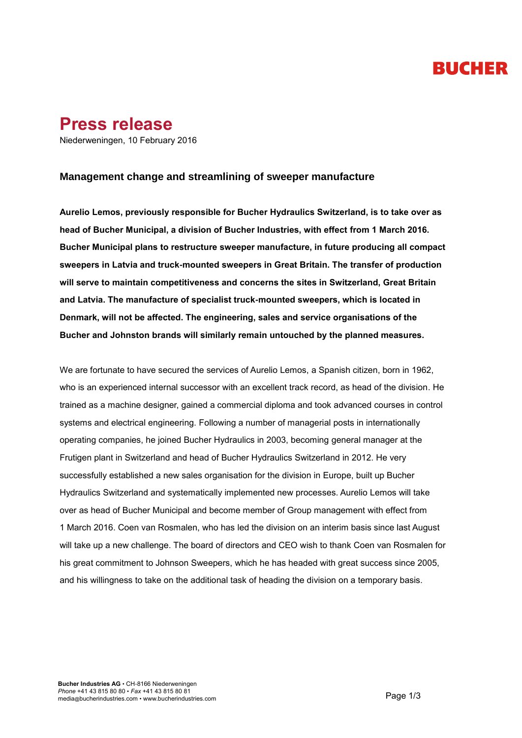# Press release

Niederweningen, 10 February 2016

## Management change and streamlining of sweeper manufacture

**Aurelio Lemos, previously responsible for Bucher Hydraulics Switzerland, is to take over as head of Bucher Municipal, a division of Bucher Industries, with effect from 1 March 2016. Bucher Municipal plans to restructure sweeper manufacture, in future producing all compact sweepers in Latvia and truck-mounted sweepers in Great Britain. The transfer of production will serve to maintain competitiveness and concerns the sites in Switzerland, Great Britain and Latvia. The manufacture of specialist truck-mounted sweepers, which is located in Denmark, will not be affected. The engineering, sales and service organisations of the Bucher and Johnston brands will similarly remain untouched by the planned measures.**

We are fortunate to have secured the services of Aurelio Lemos, a Spanish citizen, born in 1962, who is an experienced internal successor with an excellent track record, as head of the division. He trained as a machine designer, gained a commercial diploma and took advanced courses in control systems and electrical engineering. Following a number of managerial posts in internationally operating companies, he joined Bucher Hydraulics in 2003, becoming general manager at the Frutigen plant in Switzerland and head of Bucher Hydraulics Switzerland in 2012. He very successfully established a new sales organisation for the division in Europe, built up Bucher Hydraulics Switzerland and systematically implemented new processes. Aurelio Lemos will take over as head of Bucher Municipal and become member of Group management with effect from 1 March 2016. Coen van Rosmalen, who has led the division on an interim basis since last August will take up a new challenge. The board of directors and CEO wish to thank Coen van Rosmalen for his great commitment to Johnson Sweepers, which he has headed with great success since 2005, and his willingness to take on the additional task of heading the division on a temporary basis.

**Bucher Industries AG** • CH-8166 Niederweningen
*Phone* +41 43 815 80 80 • *Fax* +41 43 815 80 81
media@bucherindustries.com • www.bucherindustries.com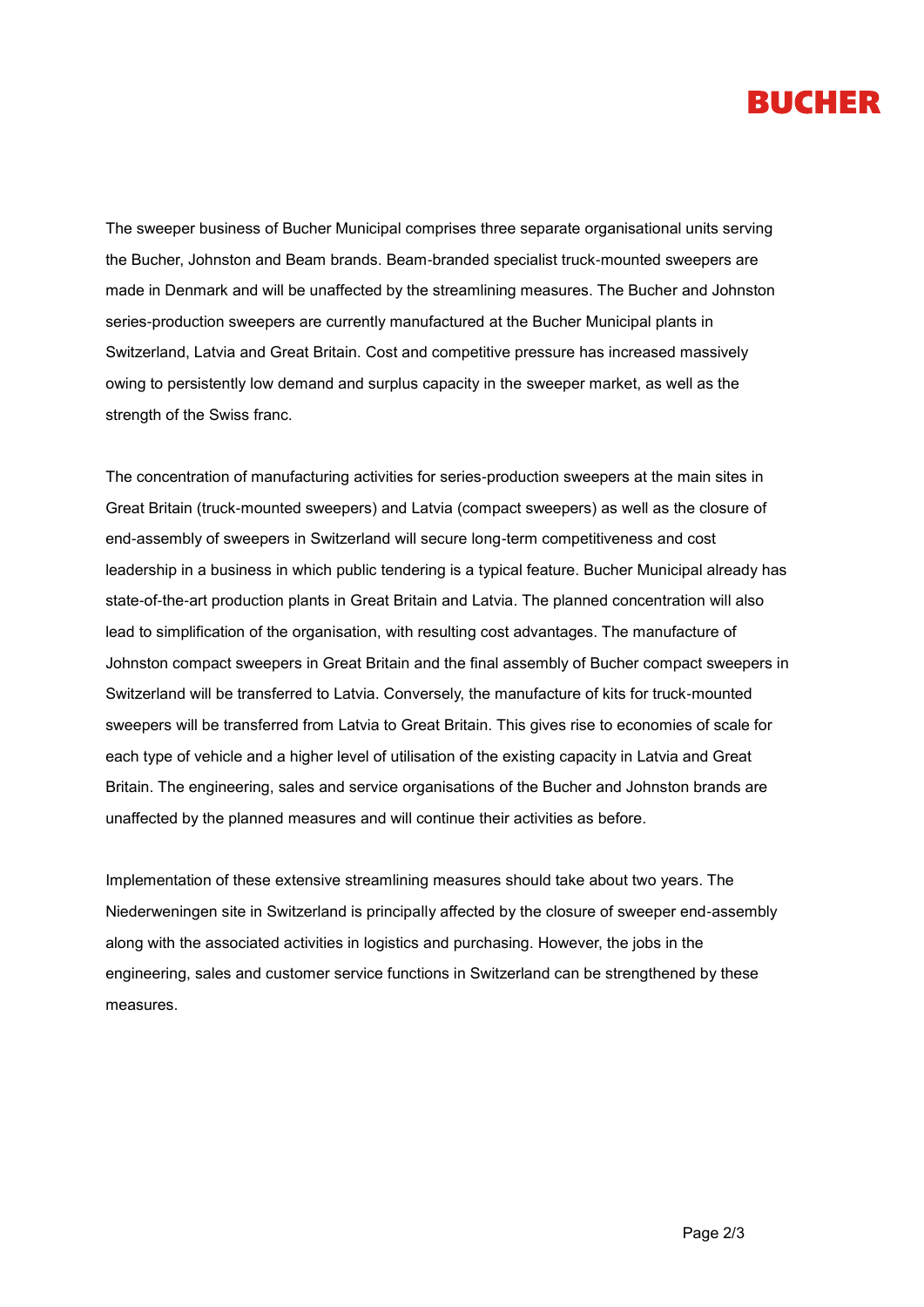The sweeper business of Bucher Municipal comprises three separate organisational units serving the Bucher, Johnston and Beam brands. Beam-branded specialist truck-mounted sweepers are made in Denmark and will be unaffected by the streamlining measures. The Bucher and Johnston series-production sweepers are currently manufactured at the Bucher Municipal plants in Switzerland, Latvia and Great Britain. Cost and competitive pressure has increased massively owing to persistently low demand and surplus capacity in the sweeper market, as well as the strength of the Swiss franc.

The concentration of manufacturing activities for series-production sweepers at the main sites in Great Britain (truck-mounted sweepers) and Latvia (compact sweepers) as well as the closure of end-assembly of sweepers in Switzerland will secure long-term competitiveness and cost leadership in a business in which public tendering is a typical feature. Bucher Municipal already has state-of-the-art production plants in Great Britain and Latvia. The planned concentration will also lead to simplification of the organisation, with resulting cost advantages. The manufacture of Johnston compact sweepers in Great Britain and the final assembly of Bucher compact sweepers in Switzerland will be transferred to Latvia. Conversely, the manufacture of kits for truck-mounted sweepers will be transferred from Latvia to Great Britain. This gives rise to economies of scale for each type of vehicle and a higher level of utilisation of the existing capacity in Latvia and Great Britain. The engineering, sales and service organisations of the Bucher and Johnston brands are unaffected by the planned measures and will continue their activities as before.

Implementation of these extensive streamlining measures should take about two years. The Niederweningen site in Switzerland is principally affected by the closure of sweeper end-assembly along with the associated activities in logistics and purchasing. However, the jobs in the engineering, sales and customer service functions in Switzerland can be strengthened by these measures.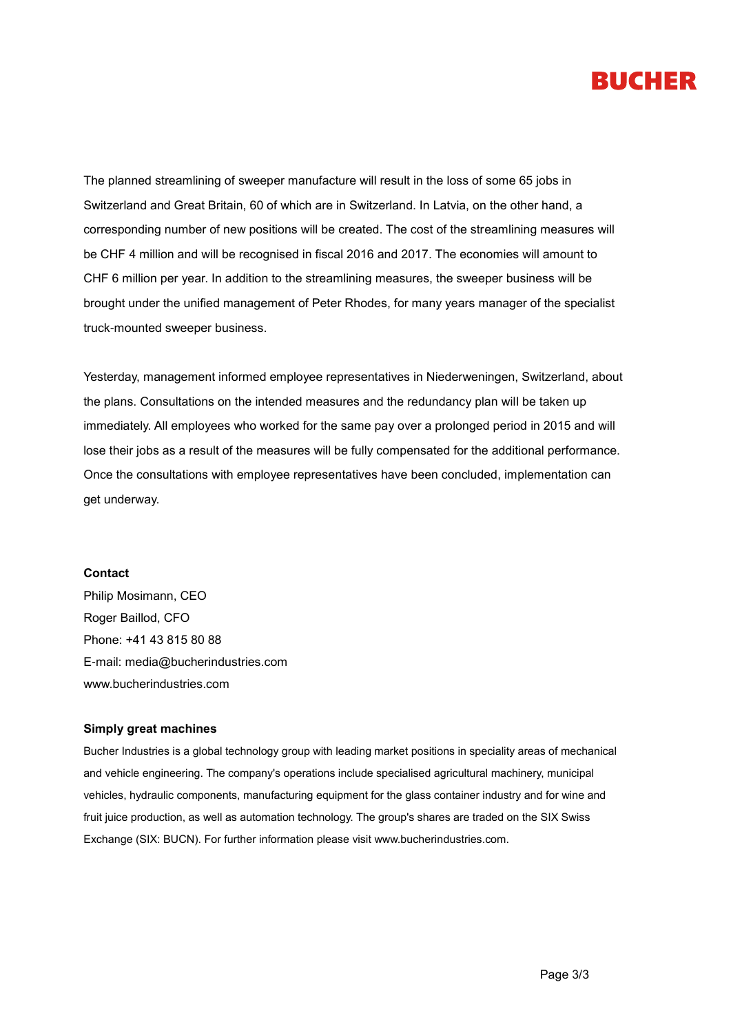The planned streamlining of sweeper manufacture will result in the loss of some 65 jobs in Switzerland and Great Britain, 60 of which are in Switzerland. In Latvia, on the other hand, a corresponding number of new positions will be created. The cost of the streamlining measures will be CHF 4 million and will be recognised in fiscal 2016 and 2017. The economies will amount to CHF 6 million per year. In addition to the streamlining measures, the sweeper business will be brought under the unified management of Peter Rhodes, for many years manager of the specialist truck-mounted sweeper business.

Yesterday, management informed employee representatives in Niederweningen, Switzerland, about the plans. Consultations on the intended measures and the redundancy plan will be taken up immediately. All employees who worked for the same pay over a prolonged period in 2015 and will lose their jobs as a result of the measures will be fully compensated for the additional performance. Once the consultations with employee representatives have been concluded, implementation can get underway.

**Contact**

Philip Mosimann, CEO
Roger Baillod, CFO
Phone: +41 43 815 80 88
E-mail: media@bucherindustries.com
www.bucherindustries.com

**Simply great machines**

Bucher Industries is a global technology group with leading market positions in speciality areas of mechanical and vehicle engineering. The company's operations include specialised agricultural machinery, municipal vehicles, hydraulic components, manufacturing equipment for the glass container industry and for wine and fruit juice production, as well as automation technology. The group's shares are traded on the SIX Swiss Exchange (SIX: BUCN). For further information please visit www.bucherindustries.com.